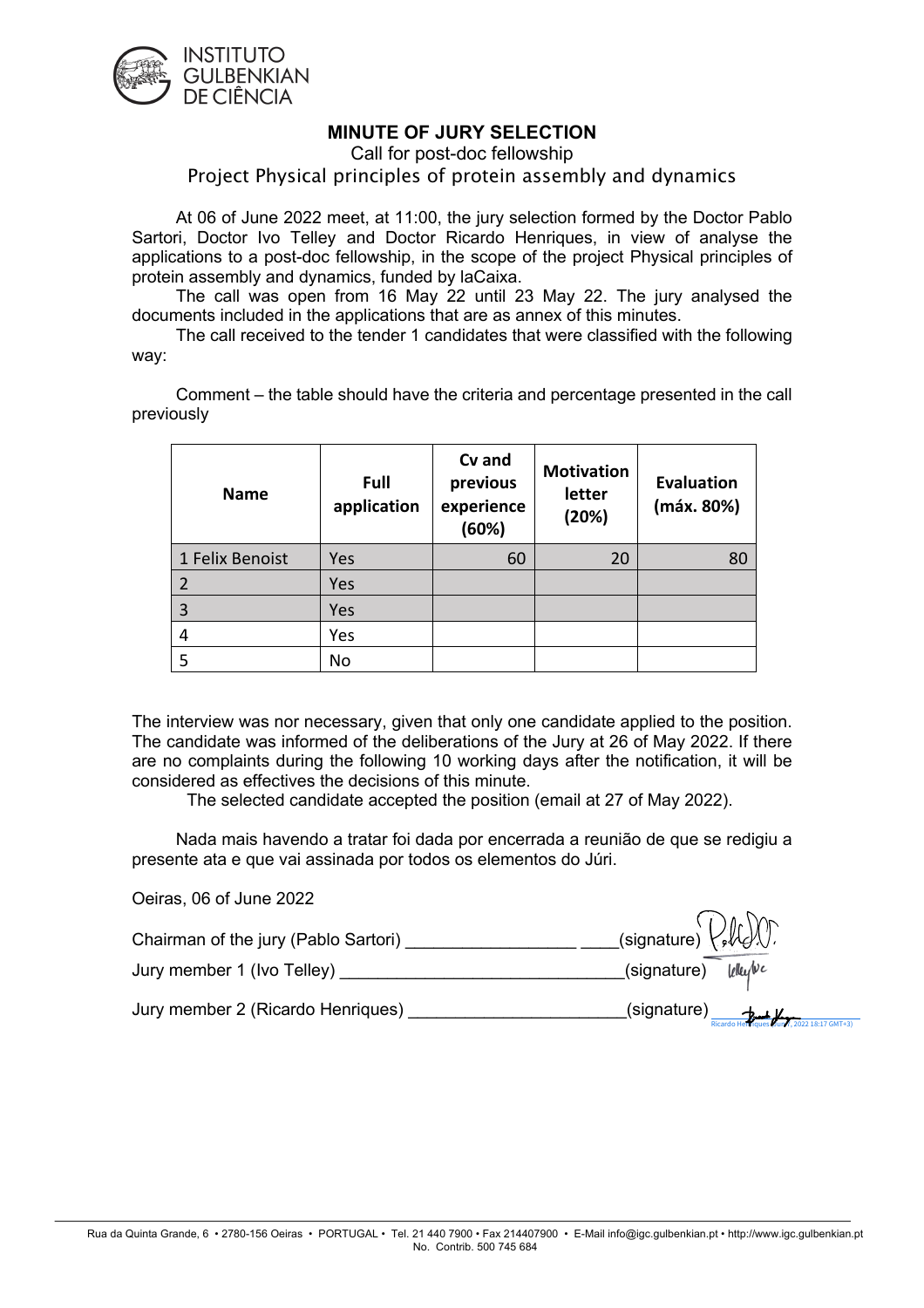INSTITUTO GULBENKIAN DE CIÊNCIA

## MINUTE OF JURY SELECTION

Call for post-doc fellowship

Project Physical principles of protein assembly and dynamics

At 06 of June 2022 meet, at 11:00, the jury selection formed by the Doctor Pablo Sartori, Doctor Ivo Telley and Doctor Ricardo Henriques, in view of analyse the applications to a post-doc fellowship, in the scope of the project Physical principles of protein assembly and dynamics, funded by laCaixa.

The call was open from 16 May 22 until 23 May 22. The jury analysed the documents included in the applications that are as annex of this minutes.

The call received to the tender 1 candidates that were classified with the following way:

Comment – the table should have the criteria and percentage presented in the call previously

| Name | Full application | Cv and previous experience (60%) | Motivation letter (20%) | Evaluation (máx. 80%) |
|---|---|---|---|---|
| 1 Felix Benoist | Yes | 60 | 20 | 80 |
| 2 | Yes | | | |
| 3 | Yes | | | |
| 4 | Yes | | | |
| 5 | No | | | |

The interview was nor necessary, given that only one candidate applied to the position. The candidate was informed of the deliberations of the Jury at 26 of May 2022. If there are no complaints during the following 10 working days after the notification, it will be considered as effectives the decisions of this minute.

The selected candidate accepted the position (email at 27 of May 2022).

Nada mais havendo a tratar foi dada por encerrada a reunião de que se redigiu a presente ata e que vai assinada por todos os elementos do Júri.

Oeiras, 06 of June 2022

Chairman of the jury (Pablo Sartori) ____________________(signature)

Jury member 1 (Ivo Telley) ____________________(signature)

Jury member 2 (Ricardo Henriques) ____________________(signature)

Rua da Quinta Grande, 6 • 2780-156 Oeiras • PORTUGAL • Tel. 21 440 7900 • Fax 214407900 • E-Mail info@igc.gulbenkian.pt • http://www.igc.gulbenkian.pt
No. Contrib. 500 745 684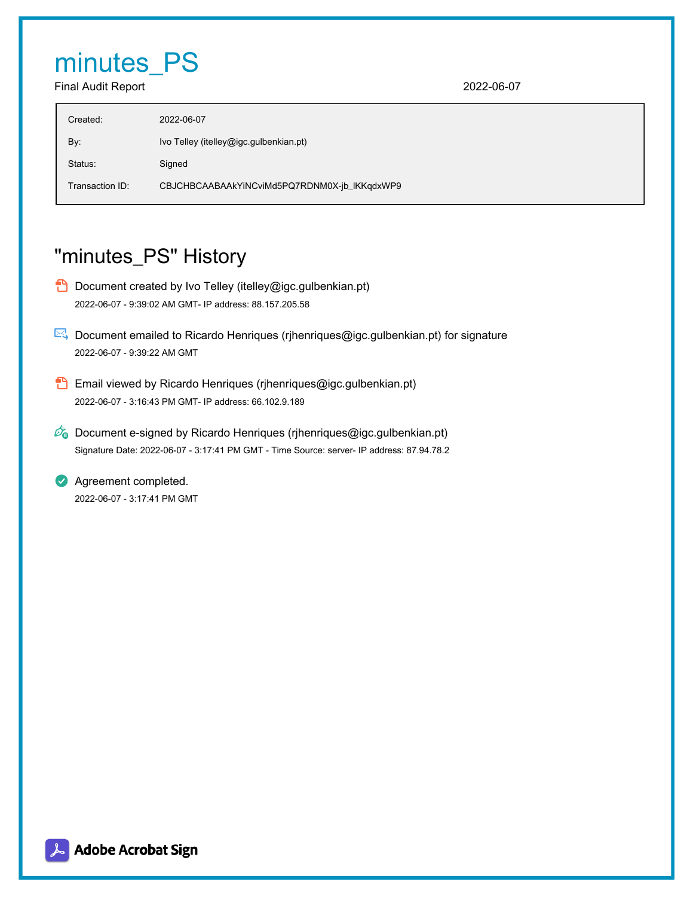# minutes_PS

Final Audit Report 2022-06-07

| | |
|---|---|
| Created: | 2022-06-07 |
| By: | Ivo Telley (itelley@igc.gulbenkian.pt) |
| Status: | Signed |
| Transaction ID: | CBJCHBCAABAAkYiNCviMd5PQ7RDNM0X-jb_lKKqdxWP9 |

## "minutes_PS" History

- Document created by Ivo Telley (itelley@igc.gulbenkian.pt)
  2022-06-07 - 9:39:02 AM GMT- IP address: 88.157.205.58

- Document emailed to Ricardo Henriques (rjhenriques@igc.gulbenkian.pt) for signature
  2022-06-07 - 9:39:22 AM GMT

- Email viewed by Ricardo Henriques (rjhenriques@igc.gulbenkian.pt)
  2022-06-07 - 3:16:43 PM GMT- IP address: 66.102.9.189

- Document e-signed by Ricardo Henriques (rjhenriques@igc.gulbenkian.pt)
  Signature Date: 2022-06-07 - 3:17:41 PM GMT - Time Source: server- IP address: 87.94.78.2

- Agreement completed.
  2022-06-07 - 3:17:41 PM GMT

Adobe Acrobat Sign